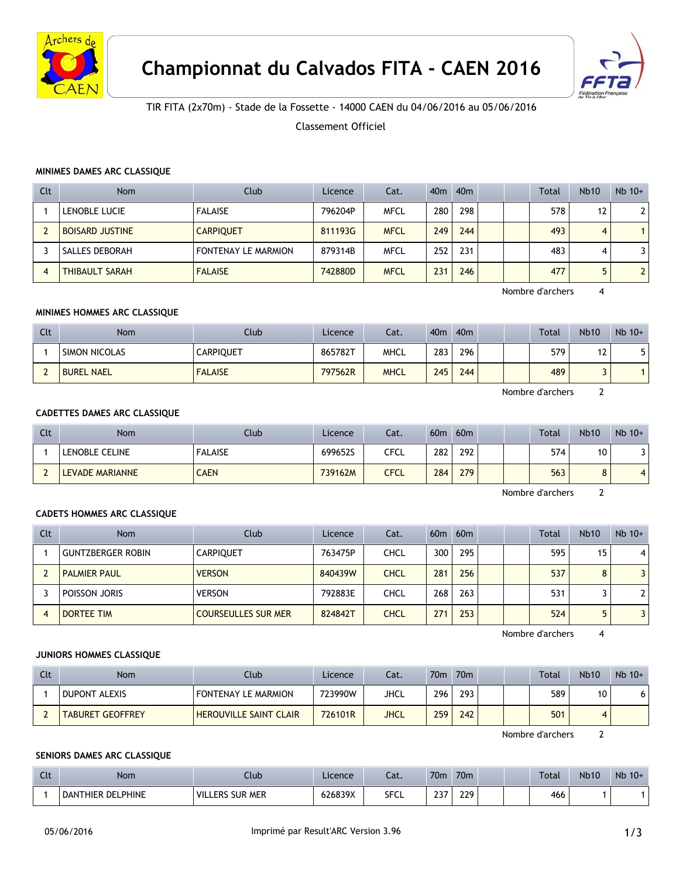# Championnat du Calvados FITA - CAEN 2016

TIR FITA (2x70m) - Stade de la Fossette - 14000 CAEN du 04/06/2016 au 05/06/2016

Classement Officiel

### MINIMES DAMES ARC CLASSIQUE

| Clt | Nom | Club | Licence | Cat. | 40m | 40m | | | Total | Nb10 | Nb 10+ |
|---|---|---|---|---|---|---|---|---|---|---|---|
| 1 | LENOBLE LUCIE | FALAISE | 796204P | MFCL | 280 | 298 | | | 578 | 12 | 2 |
| 2 | BOISARD JUSTINE | CARPIQUET | 811193G | MFCL | 249 | 244 | | | 493 | 4 | 1 |
| 3 | SALLES DEBORAH | FONTENAY LE MARMION | 879314B | MFCL | 252 | 231 | | | 483 | 4 | 3 |
| 4 | THIBAULT SARAH | FALAISE | 742880D | MFCL | 231 | 246 | | | 477 | 5 | 2 |

Nombre d'archers 4

### MINIMES HOMMES ARC CLASSIQUE

| Clt | Nom | Club | Licence | Cat. | 40m | 40m | | | Total | Nb10 | Nb 10+ |
|---|---|---|---|---|---|---|---|---|---|---|---|
| 1 | SIMON NICOLAS | CARPIQUET | 865782T | MHCL | 283 | 296 | | | 579 | 12 | 5 |
| 2 | BUREL NAEL | FALAISE | 797562R | MHCL | 245 | 244 | | | 489 | 3 | 1 |

Nombre d'archers 2

### CADETTES DAMES ARC CLASSIQUE

| Clt | Nom | Club | Licence | Cat. | 60m | 60m | | | Total | Nb10 | Nb 10+ |
|---|---|---|---|---|---|---|---|---|---|---|---|
| 1 | LENOBLE CELINE | FALAISE | 699652S | CFCL | 282 | 292 | | | 574 | 10 | 3 |
| 2 | LEVADE MARIANNE | CAEN | 739162M | CFCL | 284 | 279 | | | 563 | 8 | 4 |

Nombre d'archers 2

### CADETS HOMMES ARC CLASSIQUE

| Clt | Nom | Club | Licence | Cat. | 60m | 60m | | | Total | Nb10 | Nb 10+ |
|---|---|---|---|---|---|---|---|---|---|---|---|
| 1 | GUNTZBERGER ROBIN | CARPIQUET | 763475P | CHCL | 300 | 295 | | | 595 | 15 | 4 |
| 2 | PALMIER PAUL | VERSON | 840439W | CHCL | 281 | 256 | | | 537 | 8 | 3 |
| 3 | POISSON JORIS | VERSON | 792883E | CHCL | 268 | 263 | | | 531 | 3 | 2 |
| 4 | DORTEE TIM | COURSEULLES SUR MER | 824842T | CHCL | 271 | 253 | | | 524 | 5 | 3 |

Nombre d'archers 4

### JUNIORS HOMMES CLASSIQUE

| Clt | Nom | Club | Licence | Cat. | 70m | 70m | | | Total | Nb10 | Nb 10+ |
|---|---|---|---|---|---|---|---|---|---|---|---|
| 1 | DUPONT ALEXIS | FONTENAY LE MARMION | 723990W | JHCL | 296 | 293 | | | 589 | 10 | 6 |
| 2 | TABURET GEOFFREY | HEROUVILLE SAINT CLAIR | 726101R | JHCL | 259 | 242 | | | 501 | 4 | |

Nombre d'archers 2

### SENIORS DAMES ARC CLASSIQUE

| Clt | Nom | Club | Licence | Cat. | 70m | 70m | | | Total | Nb10 | Nb 10+ |
|---|---|---|---|---|---|---|---|---|---|---|---|
| 1 | DANTHIER DELPHINE | VILLERS SUR MER | 626839X | SFCL | 237 | 229 | | | 466 | 1 | 1 |

05/06/2016 Imprimé par Result'ARC Version 3.96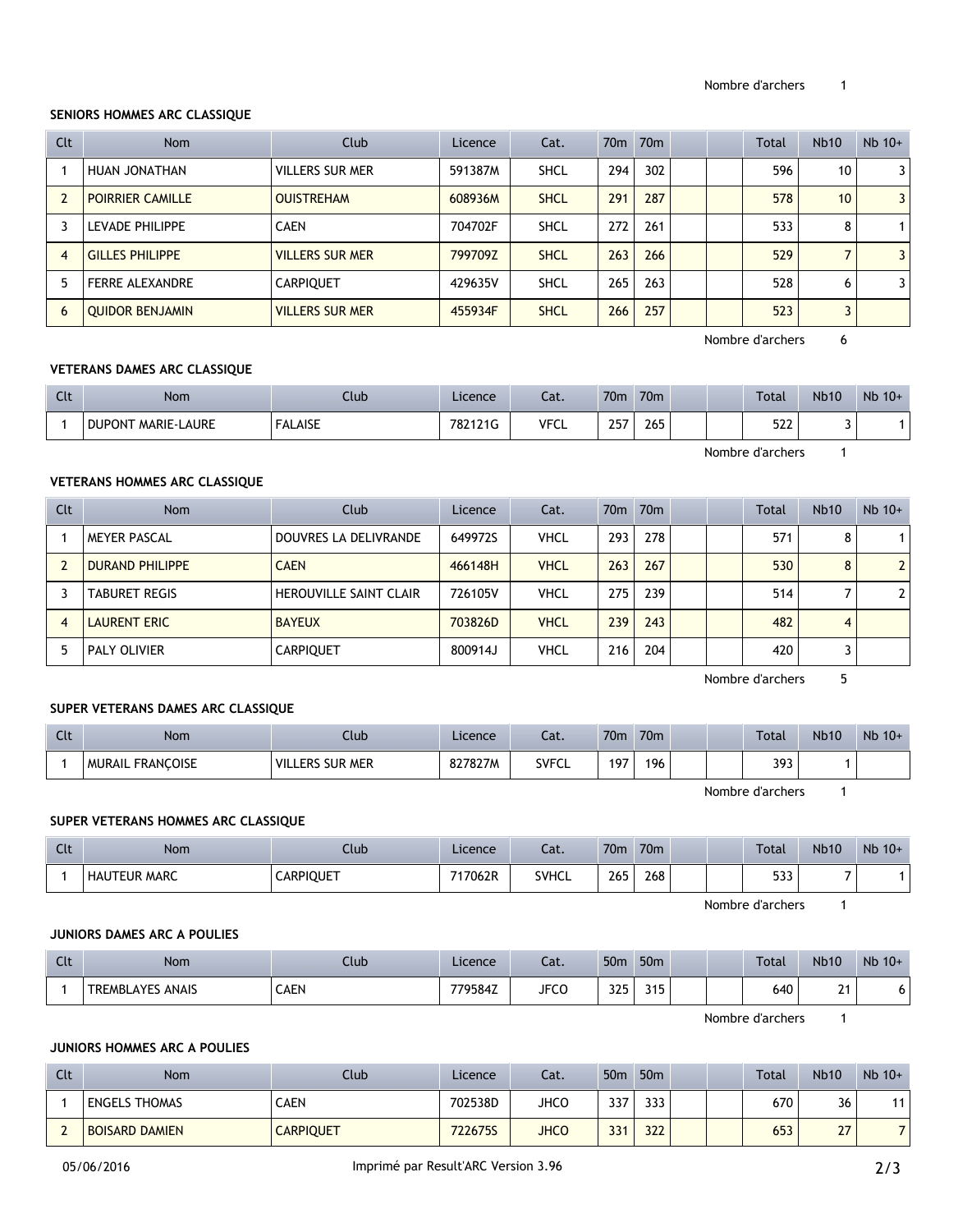Nombre d'archers 1

### SENIORS HOMMES ARC CLASSIQUE

| Clt | Nom | Club | Licence | Cat. | 70m | 70m | | | Total | Nb10 | Nb 10+ |
|---|---|---|---|---|---|---|---|---|---|---|---|
| 1 | HUAN JONATHAN | VILLERS SUR MER | 591387M | SHCL | 294 | 302 | | | 596 | 10 | 3 |
| 2 | POIRRIER CAMILLE | OUISTREHAM | 608936M | SHCL | 291 | 287 | | | 578 | 10 | 3 |
| 3 | LEVADE PHILIPPE | CAEN | 704702F | SHCL | 272 | 261 | | | 533 | 8 | 1 |
| 4 | GILLES PHILIPPE | VILLERS SUR MER | 799709Z | SHCL | 263 | 266 | | | 529 | 7 | 3 |
| 5 | FERRE ALEXANDRE | CARPIQUET | 429635V | SHCL | 265 | 263 | | | 528 | 6 | 3 |
| 6 | QUIDOR BENJAMIN | VILLERS SUR MER | 455934F | SHCL | 266 | 257 | | | 523 | 3 | |

Nombre d'archers 6

### VETERANS DAMES ARC CLASSIQUE

| Clt | Nom | Club | Licence | Cat. | 70m | 70m | | | Total | Nb10 | Nb 10+ |
|---|---|---|---|---|---|---|---|---|---|---|---|
| 1 | DUPONT MARIE-LAURE | FALAISE | 782121G | VFCL | 257 | 265 | | | 522 | 3 | 1 |

Nombre d'archers 1

### VETERANS HOMMES ARC CLASSIQUE

| Clt | Nom | Club | Licence | Cat. | 70m | 70m | | | Total | Nb10 | Nb 10+ |
|---|---|---|---|---|---|---|---|---|---|---|---|
| 1 | MEYER PASCAL | DOUVRES LA DELIVRANDE | 649972S | VHCL | 293 | 278 | | | 571 | 8 | 1 |
| 2 | DURAND PHILIPPE | CAEN | 466148H | VHCL | 263 | 267 | | | 530 | 8 | 2 |
| 3 | TABURET REGIS | HEROUVILLE SAINT CLAIR | 726105V | VHCL | 275 | 239 | | | 514 | 7 | 2 |
| 4 | LAURENT ERIC | BAYEUX | 703826D | VHCL | 239 | 243 | | | 482 | 4 | |
| 5 | PALY OLIVIER | CARPIQUET | 800914J | VHCL | 216 | 204 | | | 420 | 3 | |

Nombre d'archers 5

### SUPER VETERANS DAMES ARC CLASSIQUE

| Clt | Nom | Club | Licence | Cat. | 70m | 70m | | | Total | Nb10 | Nb 10+ |
|---|---|---|---|---|---|---|---|---|---|---|---|
| 1 | MURAIL FRANÇOISE | VILLERS SUR MER | 827827M | SVFCL | 197 | 196 | | | 393 | 1 | |

Nombre d'archers 1

### SUPER VETERANS HOMMES ARC CLASSIQUE

| Clt | Nom | Club | Licence | Cat. | 70m | 70m | | | Total | Nb10 | Nb 10+ |
|---|---|---|---|---|---|---|---|---|---|---|---|
| 1 | HAUTEUR MARC | CARPIQUET | 717062R | SVHCL | 265 | 268 | | | 533 | 7 | 1 |

Nombre d'archers 1

### JUNIORS DAMES ARC A POULIES

| Clt | Nom | Club | Licence | Cat. | 50m | 50m | | | Total | Nb10 | Nb 10+ |
|---|---|---|---|---|---|---|---|---|---|---|---|
| 1 | TREMBLAYES ANAIS | CAEN | 779584Z | JFCO | 325 | 315 | | | 640 | 21 | 6 |

Nombre d'archers 1

### JUNIORS HOMMES ARC A POULIES

| Clt | Nom | Club | Licence | Cat. | 50m | 50m | | | Total | Nb10 | Nb 10+ |
|---|---|---|---|---|---|---|---|---|---|---|---|
| 1 | ENGELS THOMAS | CAEN | 702538D | JHCO | 337 | 333 | | | 670 | 36 | 11 |
| 2 | BOISARD DAMIEN | CARPIQUET | 722675S | JHCO | 331 | 322 | | | 653 | 27 | 7 |

05/06/2016 Imprimé par Result'ARC Version 3.96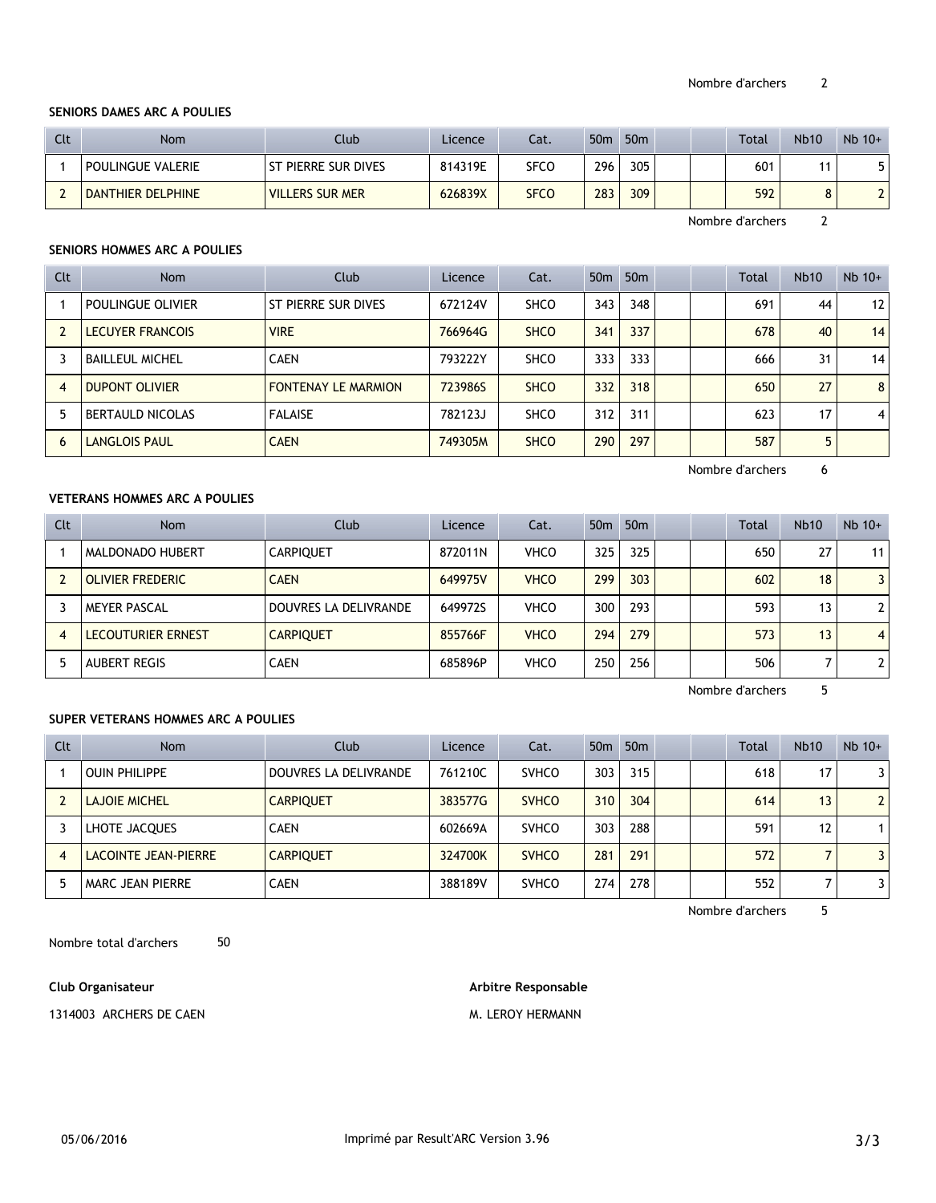Nombre d'archers 2

**SENIORS DAMES ARC A POULIES**

| Clt | Nom | Club | Licence | Cat. | 50m | 50m | | | Total | Nb10 | Nb 10+ |
|---|---|---|---|---|---|---|---|---|---|---|---|
| 1 | POULINGUE VALERIE | ST PIERRE SUR DIVES | 814319E | SFCO | 296 | 305 | | | 601 | 11 | 5 |
| 2 | DANTHIER DELPHINE | VILLERS SUR MER | 626839X | SFCO | 283 | 309 | | | 592 | 8 | 2 |

Nombre d'archers 2

**SENIORS HOMMES ARC A POULIES**

| Clt | Nom | Club | Licence | Cat. | 50m | 50m | | | Total | Nb10 | Nb 10+ |
|---|---|---|---|---|---|---|---|---|---|---|---|
| 1 | POULINGUE OLIVIER | ST PIERRE SUR DIVES | 672124V | SHCO | 343 | 348 | | | 691 | 44 | 12 |
| 2 | LECUYER FRANCOIS | VIRE | 766964G | SHCO | 341 | 337 | | | 678 | 40 | 14 |
| 3 | BAILLEUL MICHEL | CAEN | 793222Y | SHCO | 333 | 333 | | | 666 | 31 | 14 |
| 4 | DUPONT OLIVIER | FONTENAY LE MARMION | 723986S | SHCO | 332 | 318 | | | 650 | 27 | 8 |
| 5 | BERTAULD NICOLAS | FALAISE | 782123J | SHCO | 312 | 311 | | | 623 | 17 | 4 |
| 6 | LANGLOIS PAUL | CAEN | 749305M | SHCO | 290 | 297 | | | 587 | 5 | |

Nombre d'archers 6

**VETERANS HOMMES ARC A POULIES**

| Clt | Nom | Club | Licence | Cat. | 50m | 50m | | | Total | Nb10 | Nb 10+ |
|---|---|---|---|---|---|---|---|---|---|---|---|
| 1 | MALDONADO HUBERT | CARPIQUET | 872011N | VHCO | 325 | 325 | | | 650 | 27 | 11 |
| 2 | OLIVIER FREDERIC | CAEN | 649975V | VHCO | 299 | 303 | | | 602 | 18 | 3 |
| 3 | MEYER PASCAL | DOUVRES LA DELIVRANDE | 649972S | VHCO | 300 | 293 | | | 593 | 13 | 2 |
| 4 | LECOUTURIER ERNEST | CARPIQUET | 855766F | VHCO | 294 | 279 | | | 573 | 13 | 4 |
| 5 | AUBERT REGIS | CAEN | 685896P | VHCO | 250 | 256 | | | 506 | 7 | 2 |

Nombre d'archers 5

**SUPER VETERANS HOMMES ARC A POULIES**

| Clt | Nom | Club | Licence | Cat. | 50m | 50m | | | Total | Nb10 | Nb 10+ |
|---|---|---|---|---|---|---|---|---|---|---|---|
| 1 | OUIN PHILIPPE | DOUVRES LA DELIVRANDE | 761210C | SVHCO | 303 | 315 | | | 618 | 17 | 3 |
| 2 | LAJOIE MICHEL | CARPIQUET | 383577G | SVHCO | 310 | 304 | | | 614 | 13 | 2 |
| 3 | LHOTE JACQUES | CAEN | 602669A | SVHCO | 303 | 288 | | | 591 | 12 | 1 |
| 4 | LACOINTE JEAN-PIERRE | CARPIQUET | 324700K | SVHCO | 281 | 291 | | | 572 | 7 | 3 |
| 5 | MARC JEAN PIERRE | CAEN | 388189V | SVHCO | 274 | 278 | | | 552 | 7 | 3 |

Nombre d'archers 5

Nombre total d'archers 50

**Club Organisateur**

1314003 ARCHERS DE CAEN

**Arbitre Responsable**

M. LEROY HERMANN

05/06/2016 Imprimé par Result'ARC Version 3.96